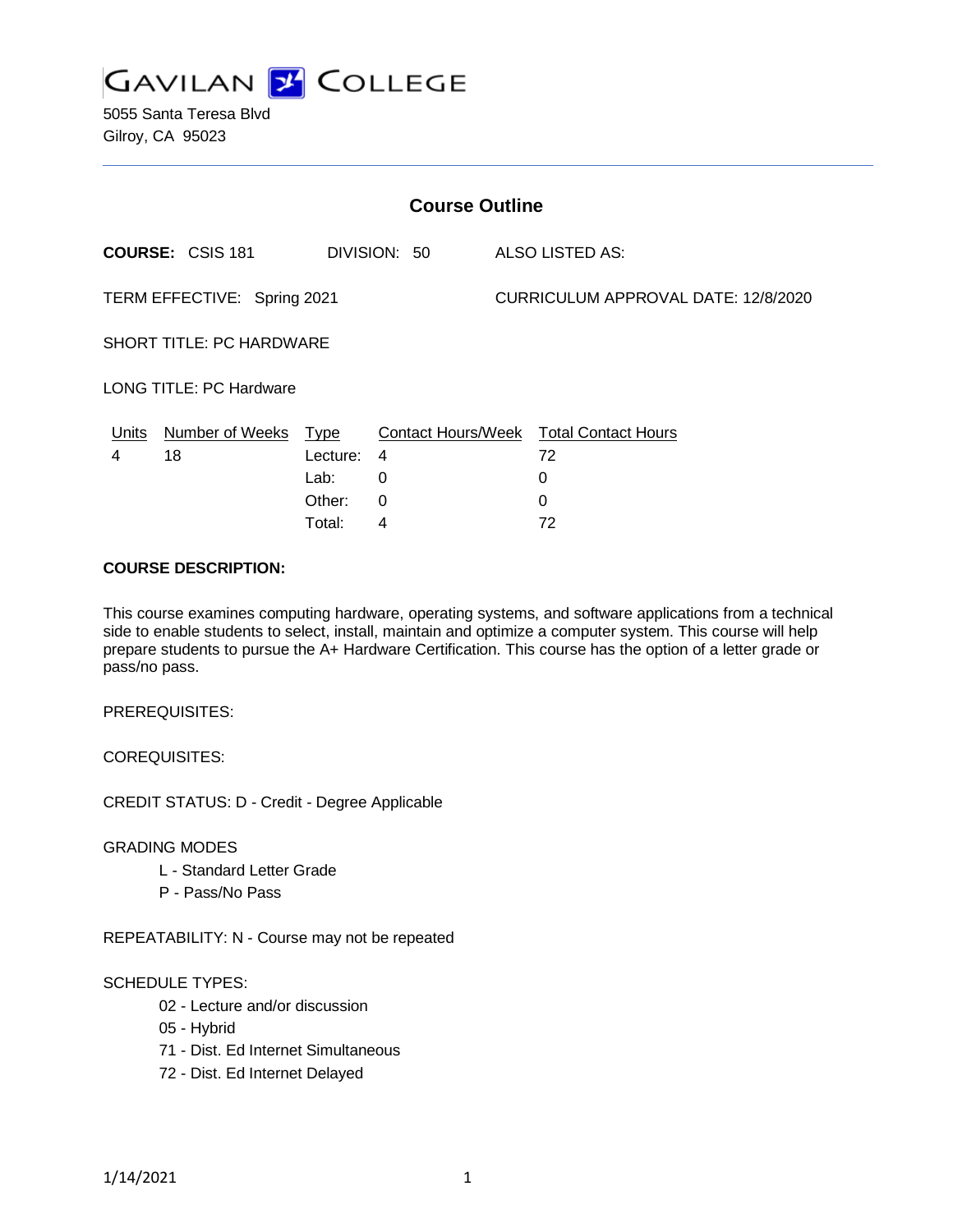# GAVILAN COLLEGE

5055 Santa Teresa Blvd
Gilroy, CA 95023

## Course Outline

**COURSE:** CSIS 181 DIVISION: 50 ALSO LISTED AS:

TERM EFFECTIVE: Spring 2021 CURRICULUM APPROVAL DATE: 12/8/2020

SHORT TITLE: PC HARDWARE

LONG TITLE: PC Hardware

| Units | Number of Weeks | Type | Contact Hours/Week | Total Contact Hours |
|---|---|---|---|---|
| 4 | 18 | Lecture: | 4 | 72 |
| | | Lab: | 0 | 0 |
| | | Other: | 0 | 0 |
| | | Total: | 4 | 72 |

**COURSE DESCRIPTION:**

This course examines computing hardware, operating systems, and software applications from a technical side to enable students to select, install, maintain and optimize a computer system. This course will help prepare students to pursue the A+ Hardware Certification. This course has the option of a letter grade or pass/no pass.

PREREQUISITES:

COREQUISITES:

CREDIT STATUS: D - Credit - Degree Applicable

GRADING MODES

- L - Standard Letter Grade
- P - Pass/No Pass

REPEATABILITY: N - Course may not be repeated

SCHEDULE TYPES:

- 02 - Lecture and/or discussion
- 05 - Hybrid
- 71 - Dist. Ed Internet Simultaneous
- 72 - Dist. Ed Internet Delayed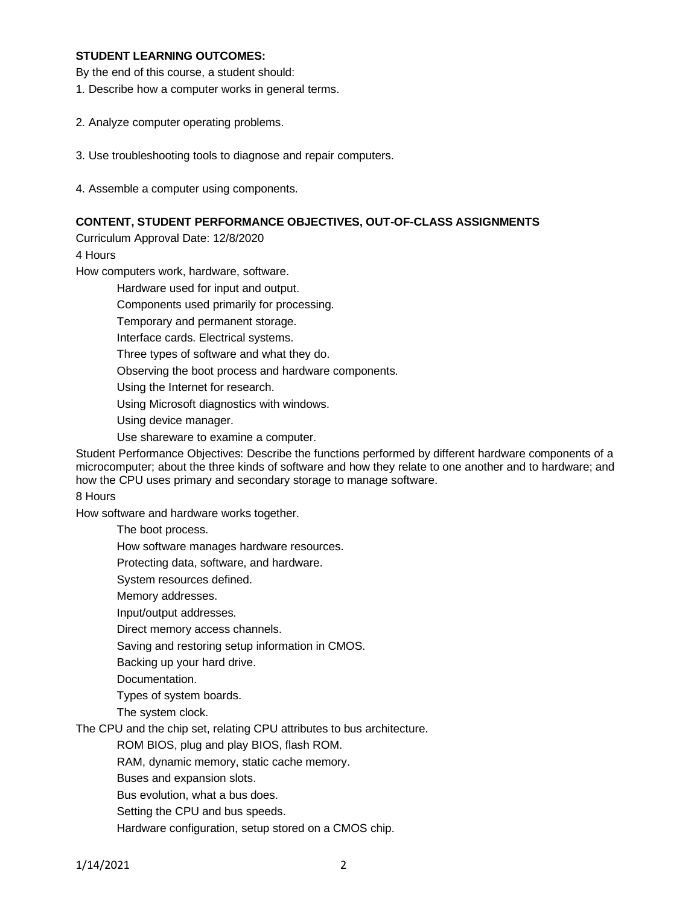**STUDENT LEARNING OUTCOMES:**

By the end of this course, a student should:

1. Describe how a computer works in general terms.

2. Analyze computer operating problems.

3. Use troubleshooting tools to diagnose and repair computers.

4. Assemble a computer using components.

**CONTENT, STUDENT PERFORMANCE OBJECTIVES, OUT-OF-CLASS ASSIGNMENTS**

Curriculum Approval Date: 12/8/2020

4 Hours

How computers work, hardware, software.

- Hardware used for input and output.
- Components used primarily for processing.
- Temporary and permanent storage.
- Interface cards. Electrical systems.
- Three types of software and what they do.
- Observing the boot process and hardware components.
- Using the Internet for research.
- Using Microsoft diagnostics with windows.
- Using device manager.
- Use shareware to examine a computer.

Student Performance Objectives: Describe the functions performed by different hardware components of a microcomputer; about the three kinds of software and how they relate to one another and to hardware; and how the CPU uses primary and secondary storage to manage software.

8 Hours

How software and hardware works together.

- The boot process.
- How software manages hardware resources.
- Protecting data, software, and hardware.
- System resources defined.
- Memory addresses.
- Input/output addresses.
- Direct memory access channels.
- Saving and restoring setup information in CMOS.
- Backing up your hard drive.
- Documentation.
- Types of system boards.
- The system clock.

The CPU and the chip set, relating CPU attributes to bus architecture.

- ROM BIOS, plug and play BIOS, flash ROM.
- RAM, dynamic memory, static cache memory.
- Buses and expansion slots.
- Bus evolution, what a bus does.
- Setting the CPU and bus speeds.
- Hardware configuration, setup stored on a CMOS chip.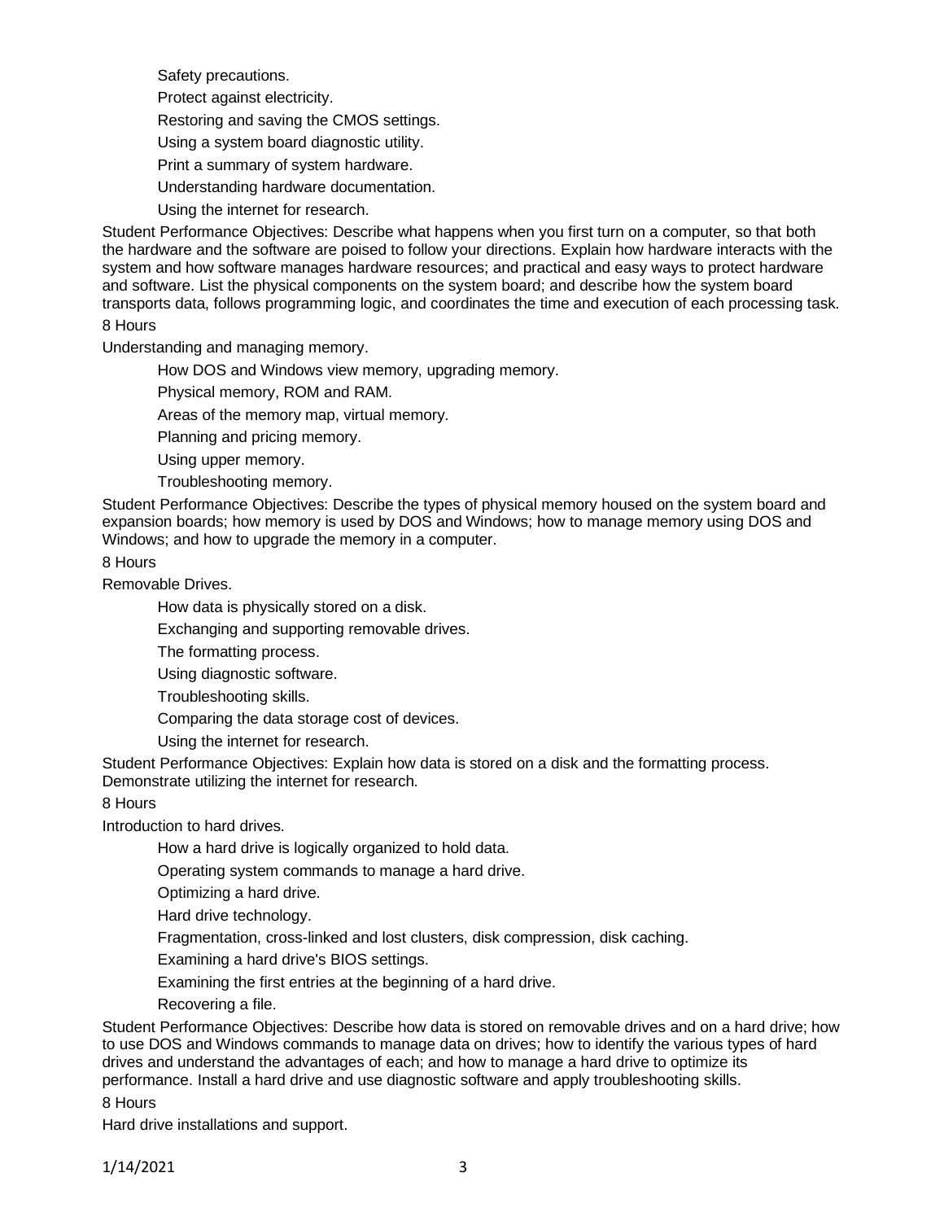- Safety precautions.
- Protect against electricity.
- Restoring and saving the CMOS settings.
- Using a system board diagnostic utility.
- Print a summary of system hardware.
- Understanding hardware documentation.
- Using the internet for research.

Student Performance Objectives: Describe what happens when you first turn on a computer, so that both the hardware and the software are poised to follow your directions. Explain how hardware interacts with the system and how software manages hardware resources; and practical and easy ways to protect hardware and software. List the physical components on the system board; and describe how the system board transports data, follows programming logic, and coordinates the time and execution of each processing task.

8 Hours

Understanding and managing memory.

- How DOS and Windows view memory, upgrading memory.
- Physical memory, ROM and RAM.
- Areas of the memory map, virtual memory.
- Planning and pricing memory.
- Using upper memory.
- Troubleshooting memory.

Student Performance Objectives: Describe the types of physical memory housed on the system board and expansion boards; how memory is used by DOS and Windows; how to manage memory using DOS and Windows; and how to upgrade the memory in a computer.

8 Hours

Removable Drives.

- How data is physically stored on a disk.
- Exchanging and supporting removable drives.
- The formatting process.
- Using diagnostic software.
- Troubleshooting skills.
- Comparing the data storage cost of devices.
- Using the internet for research.

Student Performance Objectives: Explain how data is stored on a disk and the formatting process. Demonstrate utilizing the internet for research.

8 Hours

Introduction to hard drives.

- How a hard drive is logically organized to hold data.
- Operating system commands to manage a hard drive.
- Optimizing a hard drive.
- Hard drive technology.
- Fragmentation, cross-linked and lost clusters, disk compression, disk caching.
- Examining a hard drive's BIOS settings.
- Examining the first entries at the beginning of a hard drive.
- Recovering a file.

Student Performance Objectives: Describe how data is stored on removable drives and on a hard drive; how to use DOS and Windows commands to manage data on drives; how to identify the various types of hard drives and understand the advantages of each; and how to manage a hard drive to optimize its performance. Install a hard drive and use diagnostic software and apply troubleshooting skills.

8 Hours

Hard drive installations and support.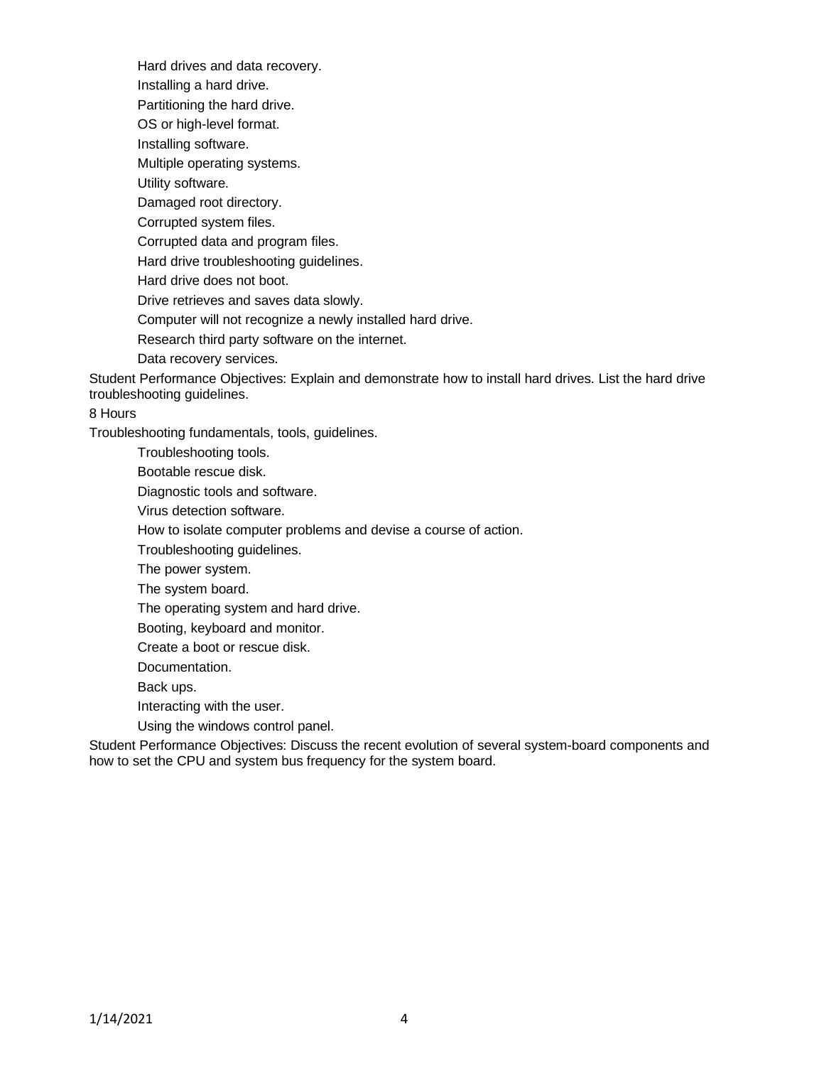- Hard drives and data recovery.
- Installing a hard drive.
- Partitioning the hard drive.
- OS or high-level format.
- Installing software.
- Multiple operating systems.
- Utility software.
- Damaged root directory.
- Corrupted system files.
- Corrupted data and program files.
- Hard drive troubleshooting guidelines.
- Hard drive does not boot.
- Drive retrieves and saves data slowly.
- Computer will not recognize a newly installed hard drive.
- Research third party software on the internet.
- Data recovery services.

Student Performance Objectives: Explain and demonstrate how to install hard drives. List the hard drive troubleshooting guidelines.

8 Hours

Troubleshooting fundamentals, tools, guidelines.

- Troubleshooting tools.
- Bootable rescue disk.
- Diagnostic tools and software.
- Virus detection software.
- How to isolate computer problems and devise a course of action.
- Troubleshooting guidelines.
- The power system.
- The system board.
- The operating system and hard drive.
- Booting, keyboard and monitor.
- Create a boot or rescue disk.
- Documentation.
- Back ups.
- Interacting with the user.
- Using the windows control panel.

Student Performance Objectives: Discuss the recent evolution of several system-board components and how to set the CPU and system bus frequency for the system board.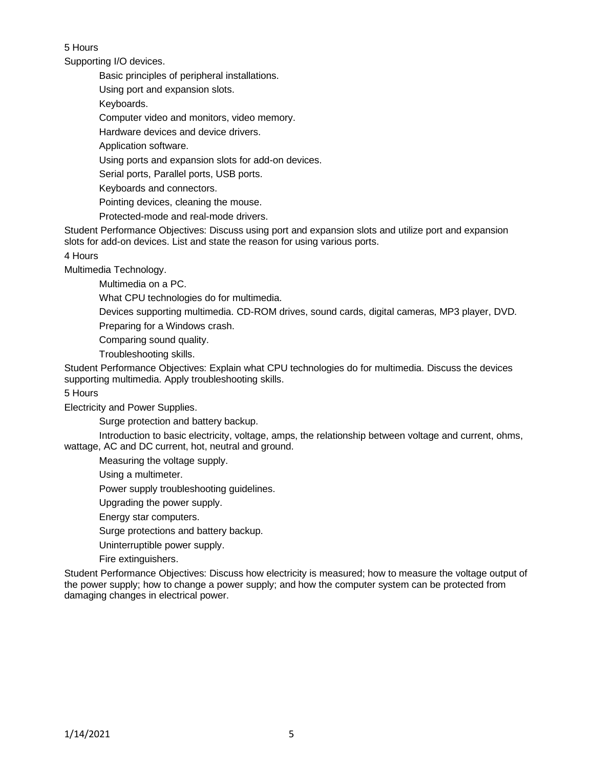5 Hours

Supporting I/O devices.

- Basic principles of peripheral installations.
- Using port and expansion slots.
- Keyboards.
- Computer video and monitors, video memory.
- Hardware devices and device drivers.
- Application software.
- Using ports and expansion slots for add-on devices.
- Serial ports, Parallel ports, USB ports.
- Keyboards and connectors.
- Pointing devices, cleaning the mouse.
- Protected-mode and real-mode drivers.

Student Performance Objectives: Discuss using port and expansion slots and utilize port and expansion slots for add-on devices. List and state the reason for using various ports.

4 Hours

Multimedia Technology.

- Multimedia on a PC.
- What CPU technologies do for multimedia.
- Devices supporting multimedia. CD-ROM drives, sound cards, digital cameras, MP3 player, DVD.
- Preparing for a Windows crash.
- Comparing sound quality.
- Troubleshooting skills.

Student Performance Objectives: Explain what CPU technologies do for multimedia. Discuss the devices supporting multimedia. Apply troubleshooting skills.

5 Hours

Electricity and Power Supplies.

- Surge protection and battery backup.
- Introduction to basic electricity, voltage, amps, the relationship between voltage and current, ohms, wattage, AC and DC current, hot, neutral and ground.
- Measuring the voltage supply.
- Using a multimeter.
- Power supply troubleshooting guidelines.
- Upgrading the power supply.
- Energy star computers.
- Surge protections and battery backup.
- Uninterruptible power supply.
- Fire extinguishers.

Student Performance Objectives: Discuss how electricity is measured; how to measure the voltage output of the power supply; how to change a power supply; and how the computer system can be protected from damaging changes in electrical power.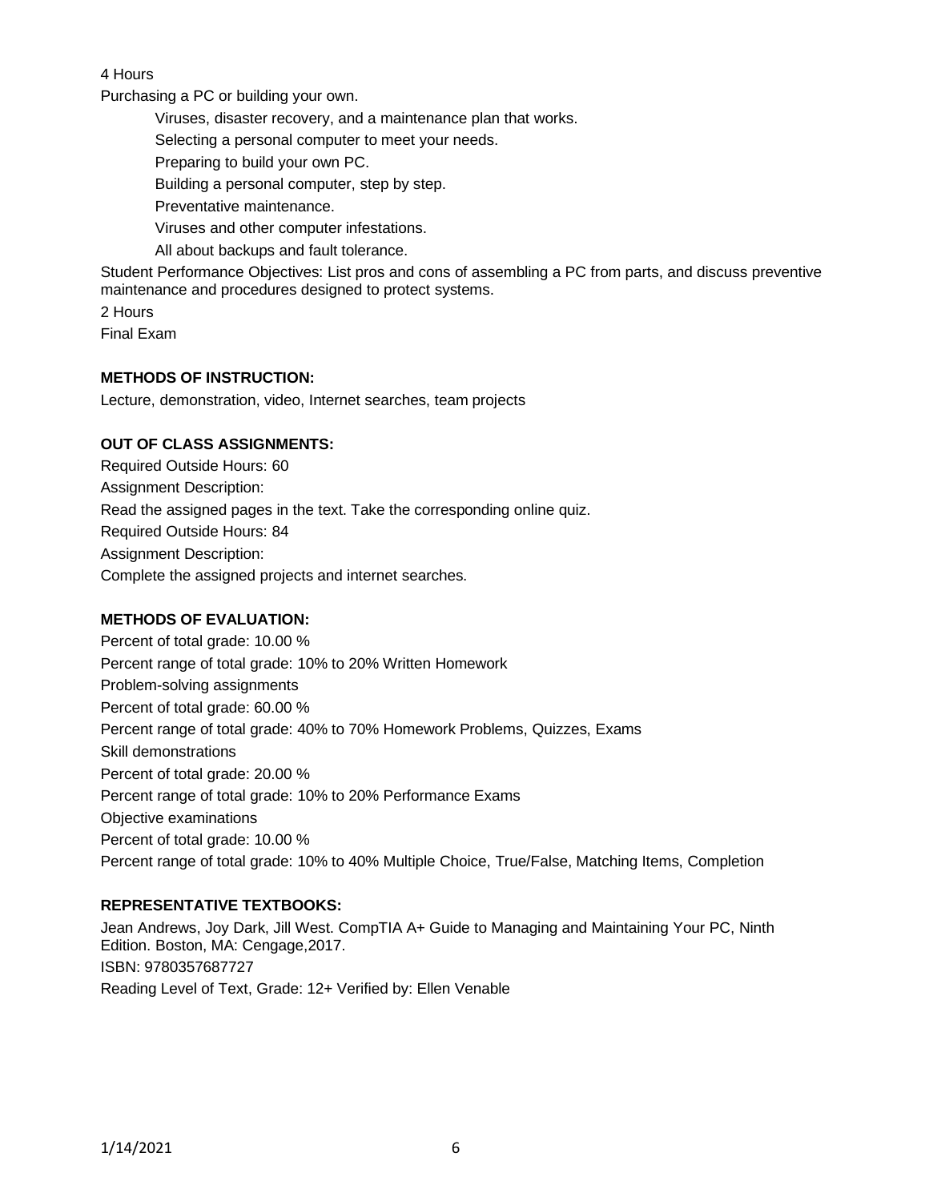4 Hours

Purchasing a PC or building your own.

- Viruses, disaster recovery, and a maintenance plan that works.
- Selecting a personal computer to meet your needs.
- Preparing to build your own PC.
- Building a personal computer, step by step.
- Preventative maintenance.
- Viruses and other computer infestations.
- All about backups and fault tolerance.

Student Performance Objectives: List pros and cons of assembling a PC from parts, and discuss preventive maintenance and procedures designed to protect systems.

2 Hours

Final Exam

**METHODS OF INSTRUCTION:**

Lecture, demonstration, video, Internet searches, team projects

**OUT OF CLASS ASSIGNMENTS:**

Required Outside Hours: 60

Assignment Description:

Read the assigned pages in the text. Take the corresponding online quiz.

Required Outside Hours: 84

Assignment Description:

Complete the assigned projects and internet searches.

**METHODS OF EVALUATION:**

Percent of total grade: 10.00 %

Percent range of total grade: 10% to 20% Written Homework

Problem-solving assignments

Percent of total grade: 60.00 %

Percent range of total grade: 40% to 70% Homework Problems, Quizzes, Exams

Skill demonstrations

Percent of total grade: 20.00 %

Percent range of total grade: 10% to 20% Performance Exams

Objective examinations

Percent of total grade: 10.00 %

Percent range of total grade: 10% to 40% Multiple Choice, True/False, Matching Items, Completion

**REPRESENTATIVE TEXTBOOKS:**

Jean Andrews, Joy Dark, Jill West. CompTIA A+ Guide to Managing and Maintaining Your PC, Ninth Edition. Boston, MA: Cengage,2017.

ISBN: 9780357687727

Reading Level of Text, Grade: 12+ Verified by: Ellen Venable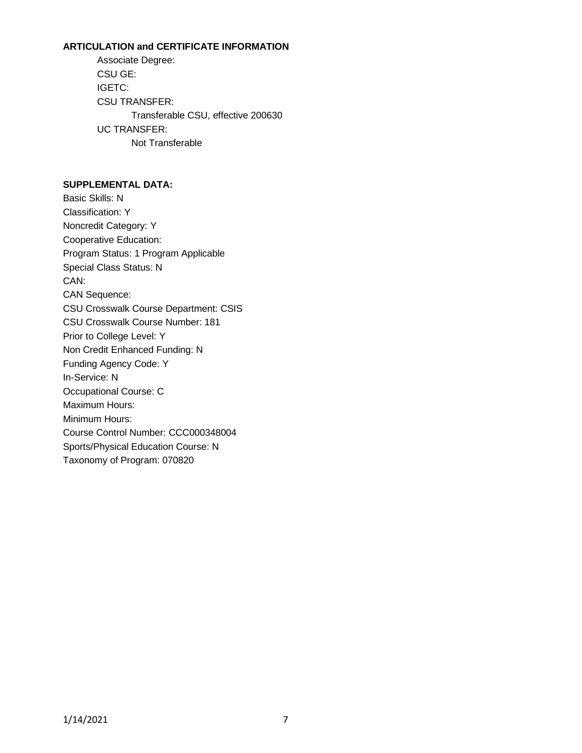**ARTICULATION and CERTIFICATE INFORMATION**

Associate Degree:
CSU GE:
IGETC:
CSU TRANSFER:
Transferable CSU, effective 200630
UC TRANSFER:
Not Transferable

**SUPPLEMENTAL DATA:**

Basic Skills: N
Classification: Y
Noncredit Category: Y
Cooperative Education:
Program Status: 1 Program Applicable
Special Class Status: N
CAN:
CAN Sequence:
CSU Crosswalk Course Department: CSIS
CSU Crosswalk Course Number: 181
Prior to College Level: Y
Non Credit Enhanced Funding: N
Funding Agency Code: Y
In-Service: N
Occupational Course: C
Maximum Hours:
Minimum Hours:
Course Control Number: CCC000348004
Sports/Physical Education Course: N
Taxonomy of Program: 070820